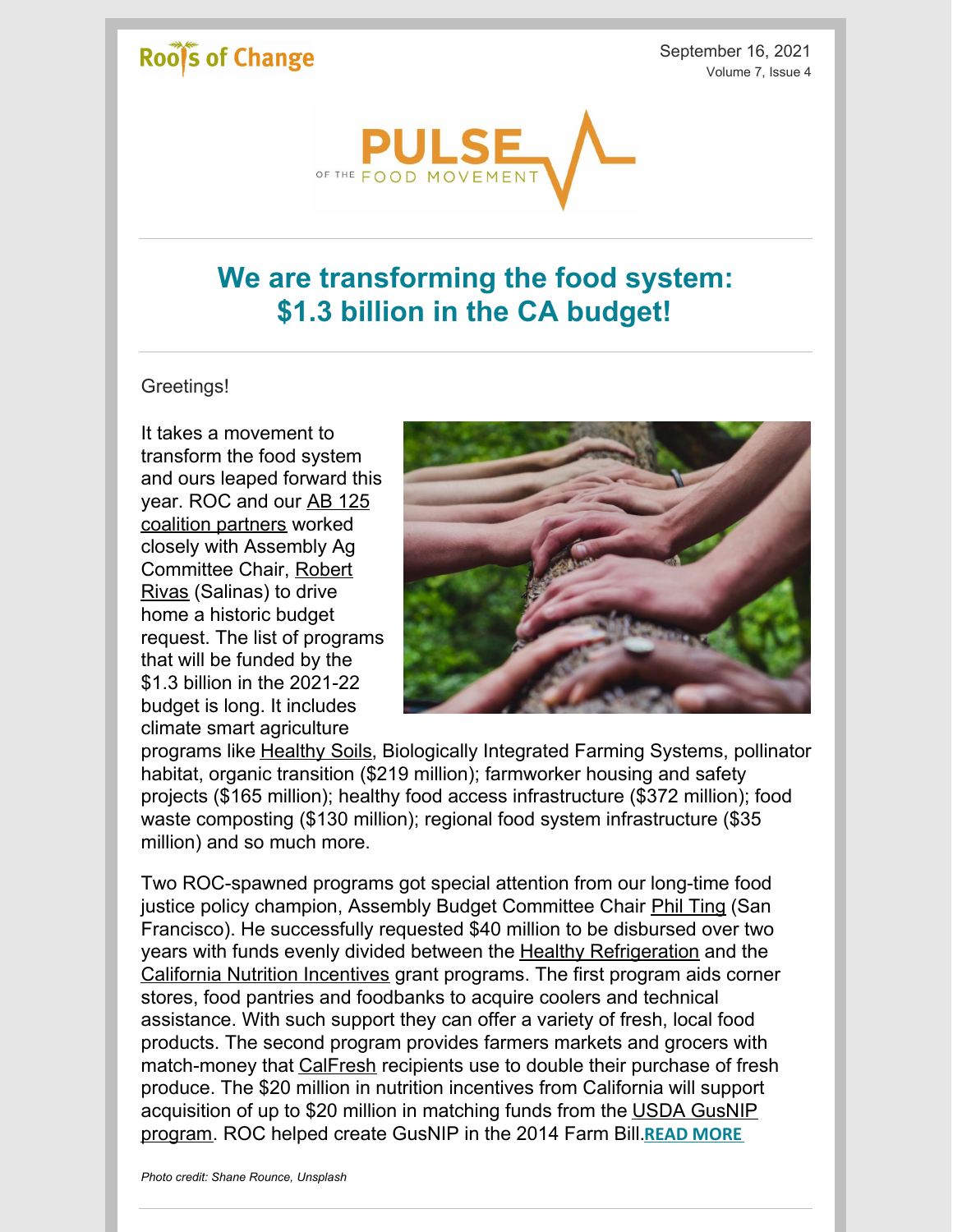Roots of Change

September 16, 2021
Volume 7, Issue 4

PULSE OF THE FOOD MOVEMENT

## We are transforming the food system: $1.3 billion in the CA budget!

Greetings!

It takes a movement to transform the food system and ours leaped forward this year. ROC and our AB 125 coalition partners worked closely with Assembly Ag Committee Chair, Robert Rivas (Salinas) to drive home a historic budget request. The list of programs that will be funded by the $1.3 billion in the 2021-22 budget is long. It includes climate smart agriculture programs like Healthy Soils, Biologically Integrated Farming Systems, pollinator habitat, organic transition ($219 million); farmworker housing and safety projects ($165 million); healthy food access infrastructure ($372 million); food waste composting ($130 million); regional food system infrastructure ($35 million) and so much more.

Two ROC-spawned programs got special attention from our long-time food justice policy champion, Assembly Budget Committee Chair Phil Ting (San Francisco). He successfully requested $40 million to be disbursed over two years with funds evenly divided between the Healthy Refrigeration and the California Nutrition Incentives grant programs. The first program aids corner stores, food pantries and foodbanks to acquire coolers and technical assistance. With such support they can offer a variety of fresh, local food products. The second program provides farmers markets and grocers with match-money that CalFresh recipients use to double their purchase of fresh produce. The $20 million in nutrition incentives from California will support acquisition of up to $20 million in matching funds from the USDA GusNIP program. ROC helped create GusNIP in the 2014 Farm Bill.**READ MORE**

*Photo credit: Shane Rounce, Unsplash*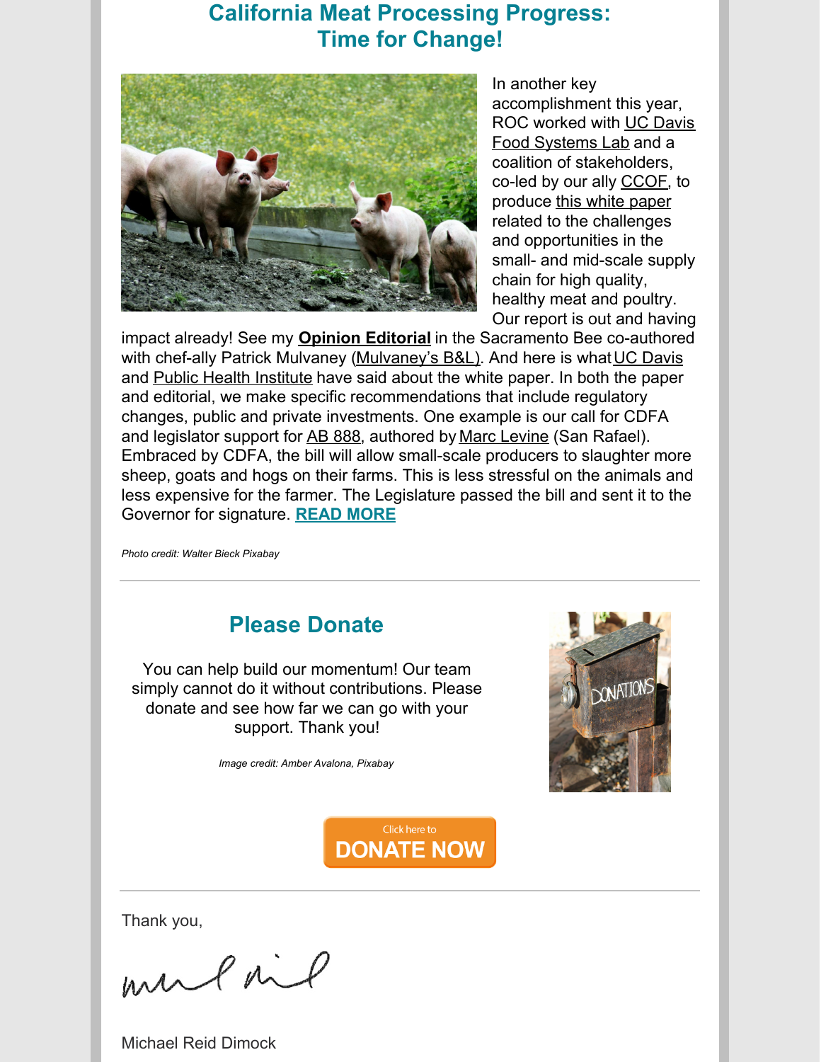## California Meat Processing Progress: Time for Change!

In another key accomplishment this year, ROC worked with UC Davis Food Systems Lab and a coalition of stakeholders, co-led by our ally CCOF, to produce this white paper related to the challenges and opportunities in the small- and mid-scale supply chain for high quality, healthy meat and poultry. Our report is out and having impact already! See my **Opinion Editorial** in the Sacramento Bee co-authored with chef-ally Patrick Mulvaney (Mulvaney's B&L). And here is what UC Davis and Public Health Institute have said about the white paper. In both the paper and editorial, we make specific recommendations that include regulatory changes, public and private investments. One example is our call for CDFA and legislator support for AB 888, authored by Marc Levine (San Rafael). Embraced by CDFA, the bill will allow small-scale producers to slaughter more sheep, goats and hogs on their farms. This is less stressful on the animals and less expensive for the farmer. The Legislature passed the bill and sent it to the Governor for signature. **READ MORE**

*Photo credit: Walter Bieck Pixabay*

---

## Please Donate

You can help build our momentum! Our team simply cannot do it without contributions. Please donate and see how far we can go with your support. Thank you!

*Image credit: Amber Avalona, Pixabay*

Click here to **DONATE NOW**

---

Thank you,

Michael Reid Dimock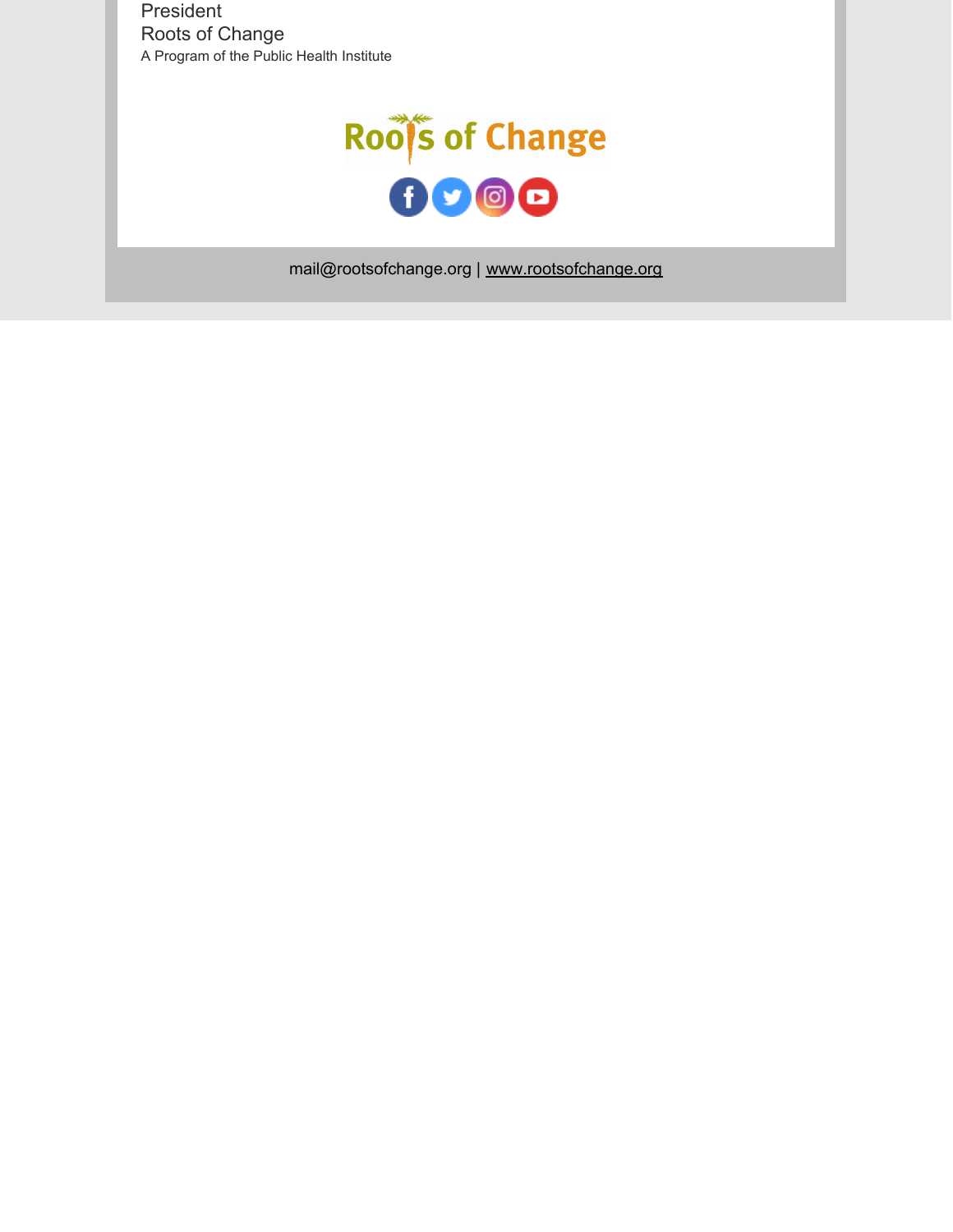President
Roots of Change
A Program of the Public Health Institute

Roots of Change

mail@rootsofchange.org | www.rootsofchange.org